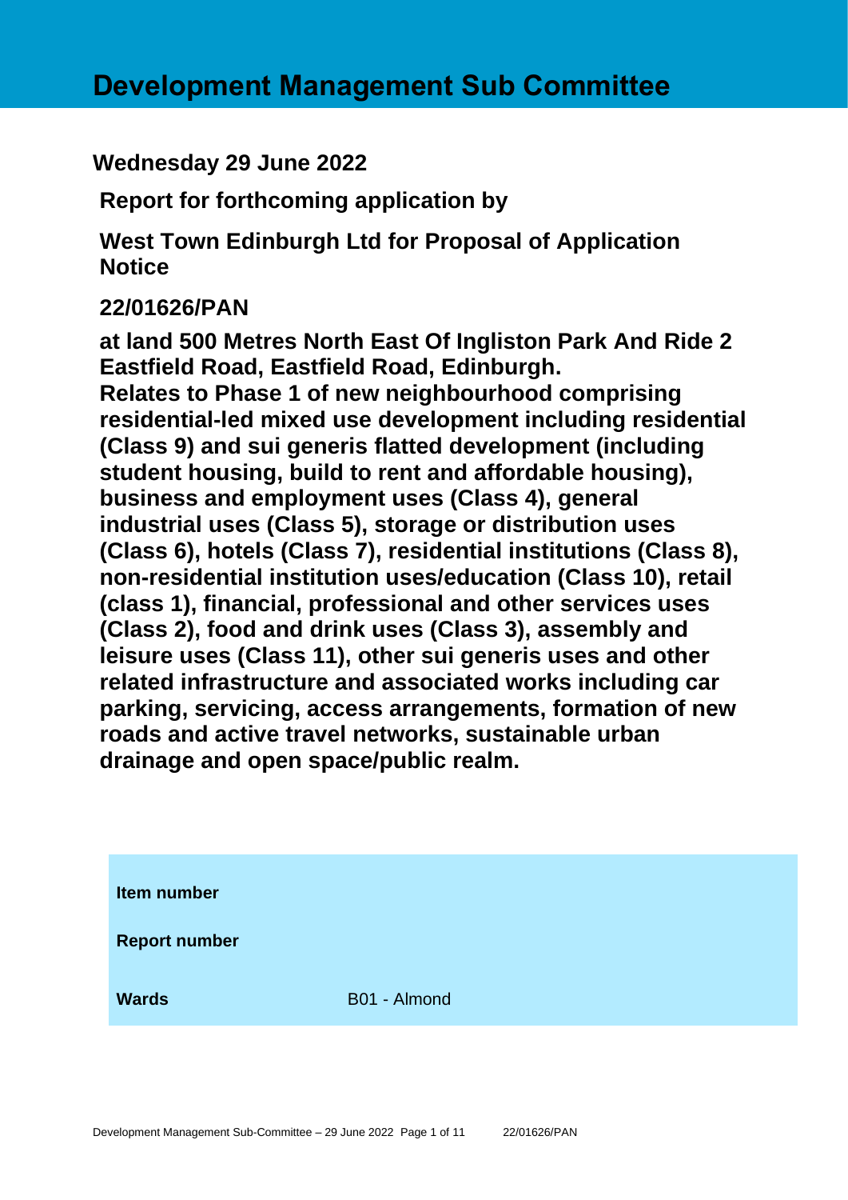# Development Management Sub Committee

**Wednesday 29 June 2022**

**Report for forthcoming application by**

**West Town Edinburgh Ltd for Proposal of Application Notice**

**22/01626/PAN**

**at land 500 Metres North East Of Ingliston Park And Ride 2 Eastfield Road, Eastfield Road, Edinburgh.**
**Relates to Phase 1 of new neighbourhood comprising residential-led mixed use development including residential (Class 9) and sui generis flatted development (including student housing, build to rent and affordable housing), business and employment uses (Class 4), general industrial uses (Class 5), storage or distribution uses (Class 6), hotels (Class 7), residential institutions (Class 8), non-residential institution uses/education (Class 10), retail (class 1), financial, professional and other services uses (Class 2), food and drink uses (Class 3), assembly and leisure uses (Class 11), other sui generis uses and other related infrastructure and associated works including car parking, servicing, access arrangements, formation of new roads and active travel networks, sustainable urban drainage and open space/public realm.**

| | |
|---|---|
| **Item number** | |
| **Report number** | |
| **Wards** | B01 - Almond |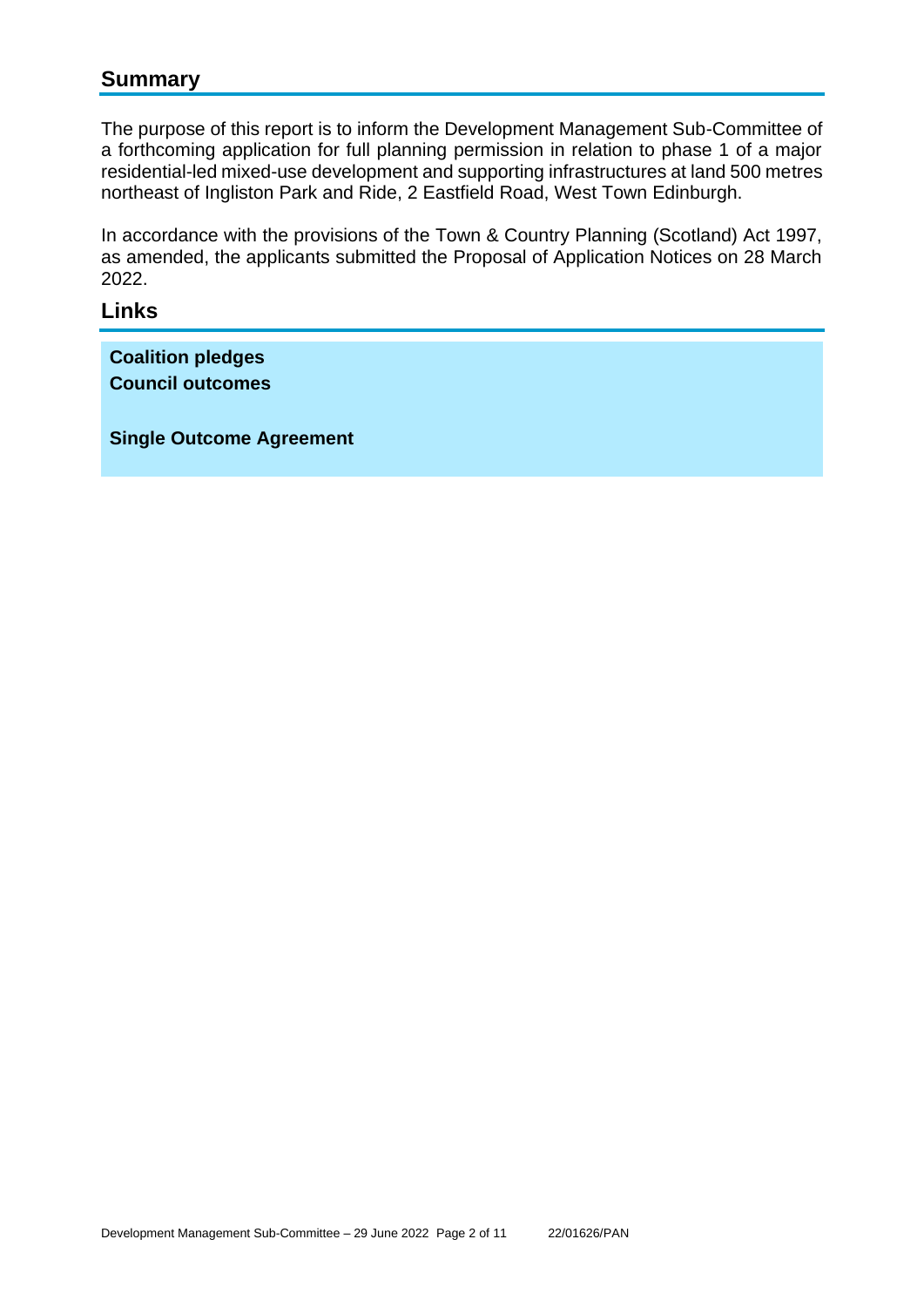## Summary

The purpose of this report is to inform the Development Management Sub-Committee of a forthcoming application for full planning permission in relation to phase 1 of a major residential-led mixed-use development and supporting infrastructures at land 500 metres northeast of Ingliston Park and Ride, 2 Eastfield Road, West Town Edinburgh.

In accordance with the provisions of the Town & Country Planning (Scotland) Act 1997, as amended, the applicants submitted the Proposal of Application Notices on 28 March 2022.

## Links

**Coalition pledges**
**Council outcomes**

**Single Outcome Agreement**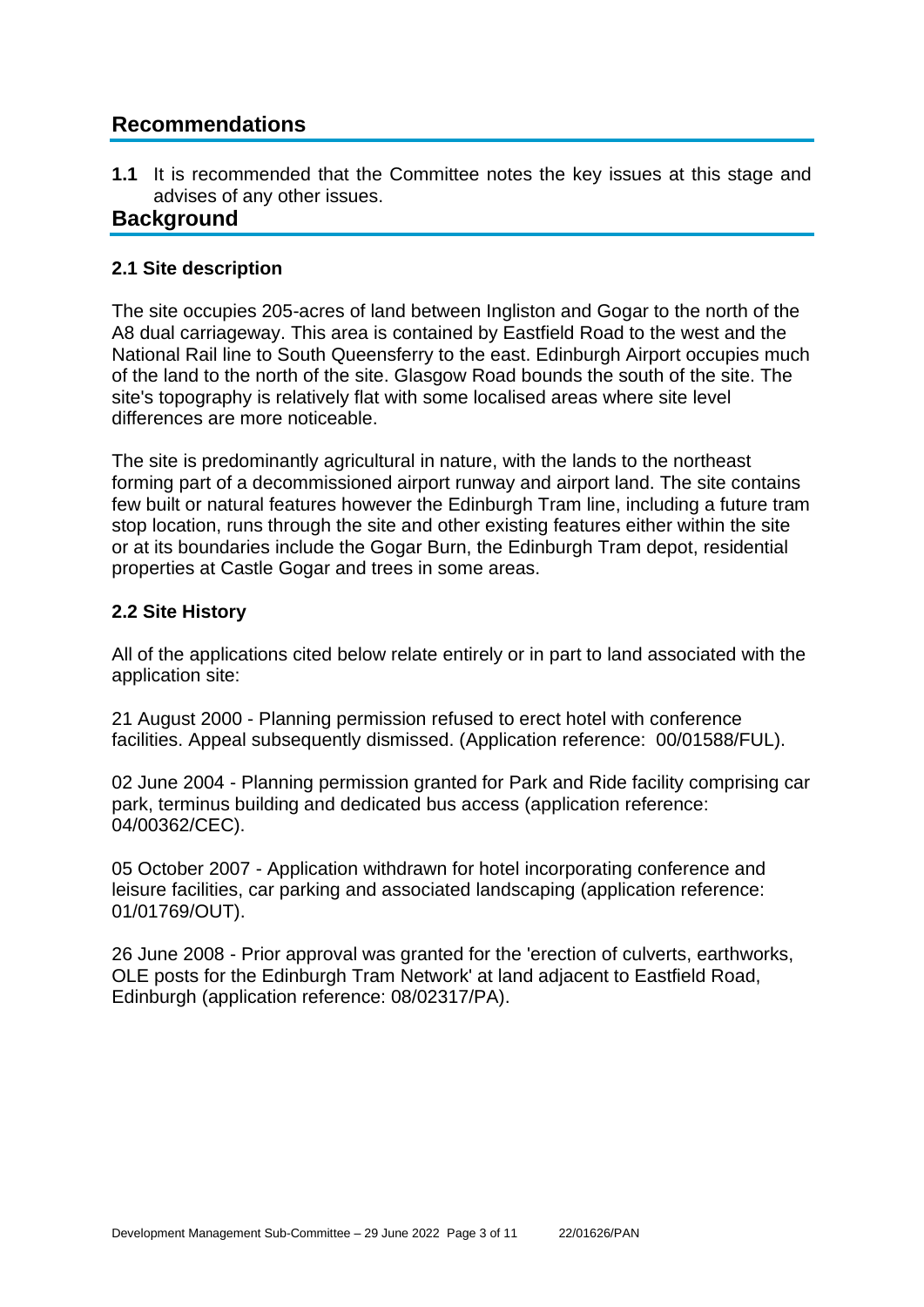## Recommendations

**1.1** It is recommended that the Committee notes the key issues at this stage and advises of any other issues.

## Background

### 2.1 Site description

The site occupies 205-acres of land between Ingliston and Gogar to the north of the A8 dual carriageway. This area is contained by Eastfield Road to the west and the National Rail line to South Queensferry to the east. Edinburgh Airport occupies much of the land to the north of the site. Glasgow Road bounds the south of the site. The site's topography is relatively flat with some localised areas where site level differences are more noticeable.

The site is predominantly agricultural in nature, with the lands to the northeast forming part of a decommissioned airport runway and airport land. The site contains few built or natural features however the Edinburgh Tram line, including a future tram stop location, runs through the site and other existing features either within the site or at its boundaries include the Gogar Burn, the Edinburgh Tram depot, residential properties at Castle Gogar and trees in some areas.

### 2.2 Site History

All of the applications cited below relate entirely or in part to land associated with the application site:

21 August 2000 - Planning permission refused to erect hotel with conference facilities. Appeal subsequently dismissed. (Application reference: 00/01588/FUL).

02 June 2004 - Planning permission granted for Park and Ride facility comprising car park, terminus building and dedicated bus access (application reference: 04/00362/CEC).

05 October 2007 - Application withdrawn for hotel incorporating conference and leisure facilities, car parking and associated landscaping (application reference: 01/01769/OUT).

26 June 2008 - Prior approval was granted for the 'erection of culverts, earthworks, OLE posts for the Edinburgh Tram Network' at land adjacent to Eastfield Road, Edinburgh (application reference: 08/02317/PA).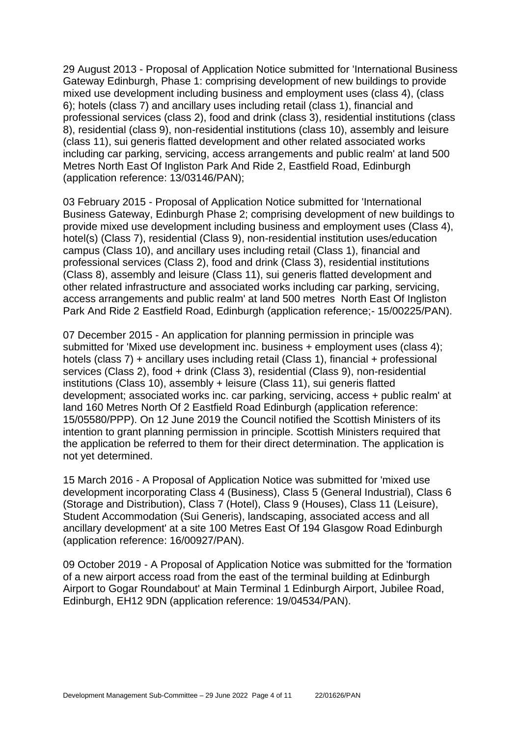29 August 2013 - Proposal of Application Notice submitted for 'International Business Gateway Edinburgh, Phase 1: comprising development of new buildings to provide mixed use development including business and employment uses (class 4), (class 6); hotels (class 7) and ancillary uses including retail (class 1), financial and professional services (class 2), food and drink (class 3), residential institutions (class 8), residential (class 9), non-residential institutions (class 10), assembly and leisure (class 11), sui generis flatted development and other related associated works including car parking, servicing, access arrangements and public realm' at land 500 Metres North East Of Ingliston Park And Ride 2, Eastfield Road, Edinburgh (application reference: 13/03146/PAN);

03 February 2015 - Proposal of Application Notice submitted for 'International Business Gateway, Edinburgh Phase 2; comprising development of new buildings to provide mixed use development including business and employment uses (Class 4), hotel(s) (Class 7), residential (Class 9), non-residential institution uses/education campus (Class 10), and ancillary uses including retail (Class 1), financial and professional services (Class 2), food and drink (Class 3), residential institutions (Class 8), assembly and leisure (Class 11), sui generis flatted development and other related infrastructure and associated works including car parking, servicing, access arrangements and public realm' at land 500 metres North East Of Ingliston Park And Ride 2 Eastfield Road, Edinburgh (application reference;- 15/00225/PAN).

07 December 2015 - An application for planning permission in principle was submitted for 'Mixed use development inc. business + employment uses (class 4); hotels (class 7) + ancillary uses including retail (Class 1), financial + professional services (Class 2), food + drink (Class 3), residential (Class 9), non-residential institutions (Class 10), assembly + leisure (Class 11), sui generis flatted development; associated works inc. car parking, servicing, access + public realm' at land 160 Metres North Of 2 Eastfield Road Edinburgh (application reference: 15/05580/PPP). On 12 June 2019 the Council notified the Scottish Ministers of its intention to grant planning permission in principle. Scottish Ministers required that the application be referred to them for their direct determination. The application is not yet determined.

15 March 2016 - A Proposal of Application Notice was submitted for 'mixed use development incorporating Class 4 (Business), Class 5 (General Industrial), Class 6 (Storage and Distribution), Class 7 (Hotel), Class 9 (Houses), Class 11 (Leisure), Student Accommodation (Sui Generis), landscaping, associated access and all ancillary development' at a site 100 Metres East Of 194 Glasgow Road Edinburgh (application reference: 16/00927/PAN).

09 October 2019 - A Proposal of Application Notice was submitted for the 'formation of a new airport access road from the east of the terminal building at Edinburgh Airport to Gogar Roundabout' at Main Terminal 1 Edinburgh Airport, Jubilee Road, Edinburgh, EH12 9DN (application reference: 19/04534/PAN).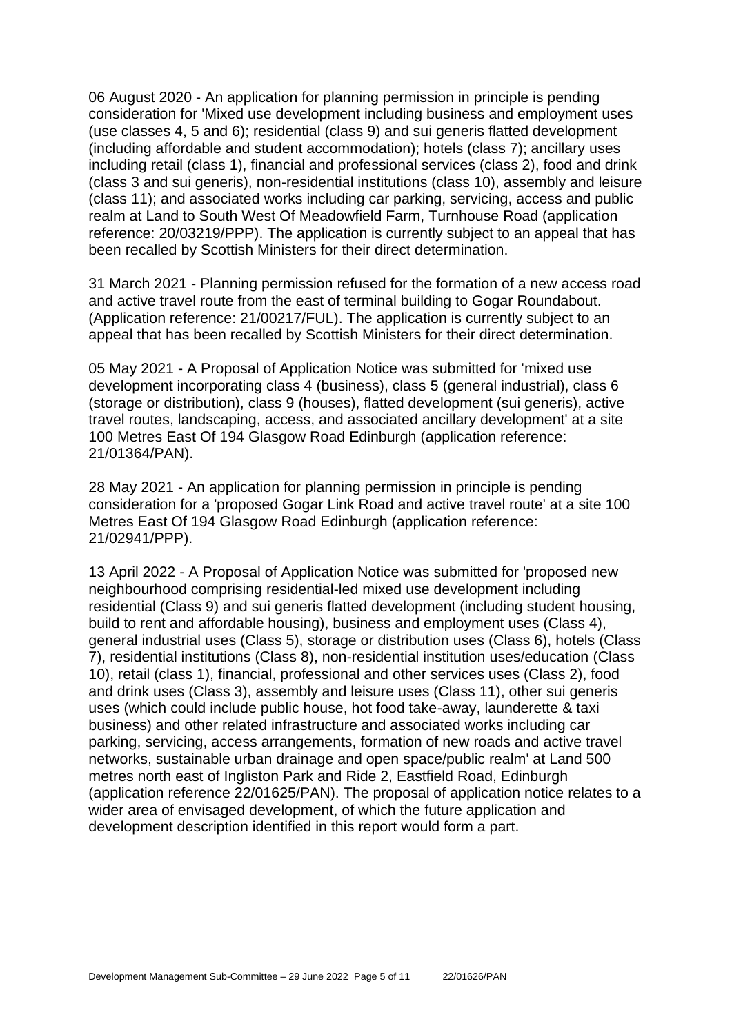06 August 2020 - An application for planning permission in principle is pending consideration for 'Mixed use development including business and employment uses (use classes 4, 5 and 6); residential (class 9) and sui generis flatted development (including affordable and student accommodation); hotels (class 7); ancillary uses including retail (class 1), financial and professional services (class 2), food and drink (class 3 and sui generis), non-residential institutions (class 10), assembly and leisure (class 11); and associated works including car parking, servicing, access and public realm at Land to South West Of Meadowfield Farm, Turnhouse Road (application reference: 20/03219/PPP). The application is currently subject to an appeal that has been recalled by Scottish Ministers for their direct determination.

31 March 2021 - Planning permission refused for the formation of a new access road and active travel route from the east of terminal building to Gogar Roundabout. (Application reference: 21/00217/FUL). The application is currently subject to an appeal that has been recalled by Scottish Ministers for their direct determination.

05 May 2021 - A Proposal of Application Notice was submitted for 'mixed use development incorporating class 4 (business), class 5 (general industrial), class 6 (storage or distribution), class 9 (houses), flatted development (sui generis), active travel routes, landscaping, access, and associated ancillary development' at a site 100 Metres East Of 194 Glasgow Road Edinburgh (application reference: 21/01364/PAN).

28 May 2021 - An application for planning permission in principle is pending consideration for a 'proposed Gogar Link Road and active travel route' at a site 100 Metres East Of 194 Glasgow Road Edinburgh (application reference: 21/02941/PPP).

13 April 2022 - A Proposal of Application Notice was submitted for 'proposed new neighbourhood comprising residential-led mixed use development including residential (Class 9) and sui generis flatted development (including student housing, build to rent and affordable housing), business and employment uses (Class 4), general industrial uses (Class 5), storage or distribution uses (Class 6), hotels (Class 7), residential institutions (Class 8), non-residential institution uses/education (Class 10), retail (class 1), financial, professional and other services uses (Class 2), food and drink uses (Class 3), assembly and leisure uses (Class 11), other sui generis uses (which could include public house, hot food take-away, launderette & taxi business) and other related infrastructure and associated works including car parking, servicing, access arrangements, formation of new roads and active travel networks, sustainable urban drainage and open space/public realm' at Land 500 metres north east of Ingliston Park and Ride 2, Eastfield Road, Edinburgh (application reference 22/01625/PAN). The proposal of application notice relates to a wider area of envisaged development, of which the future application and development description identified in this report would form a part.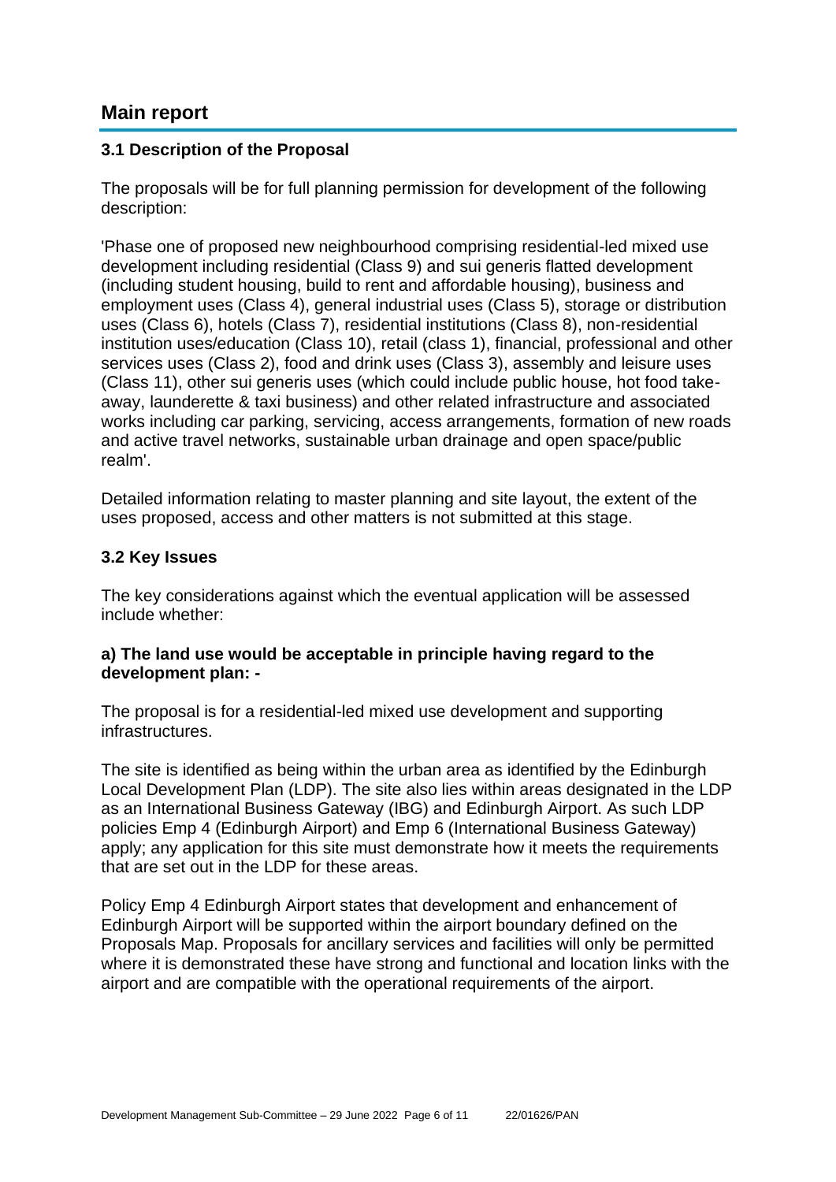## Main report

### 3.1 Description of the Proposal

The proposals will be for full planning permission for development of the following description:

'Phase one of proposed new neighbourhood comprising residential-led mixed use development including residential (Class 9) and sui generis flatted development (including student housing, build to rent and affordable housing), business and employment uses (Class 4), general industrial uses (Class 5), storage or distribution uses (Class 6), hotels (Class 7), residential institutions (Class 8), non-residential institution uses/education (Class 10), retail (class 1), financial, professional and other services uses (Class 2), food and drink uses (Class 3), assembly and leisure uses (Class 11), other sui generis uses (which could include public house, hot food take-away, launderette & taxi business) and other related infrastructure and associated works including car parking, servicing, access arrangements, formation of new roads and active travel networks, sustainable urban drainage and open space/public realm'.

Detailed information relating to master planning and site layout, the extent of the uses proposed, access and other matters is not submitted at this stage.

### 3.2 Key Issues

The key considerations against which the eventual application will be assessed include whether:

**a) The land use would be acceptable in principle having regard to the development plan: -**

The proposal is for a residential-led mixed use development and supporting infrastructures.

The site is identified as being within the urban area as identified by the Edinburgh Local Development Plan (LDP). The site also lies within areas designated in the LDP as an International Business Gateway (IBG) and Edinburgh Airport. As such LDP policies Emp 4 (Edinburgh Airport) and Emp 6 (International Business Gateway) apply; any application for this site must demonstrate how it meets the requirements that are set out in the LDP for these areas.

Policy Emp 4 Edinburgh Airport states that development and enhancement of Edinburgh Airport will be supported within the airport boundary defined on the Proposals Map. Proposals for ancillary services and facilities will only be permitted where it is demonstrated these have strong and functional and location links with the airport and are compatible with the operational requirements of the airport.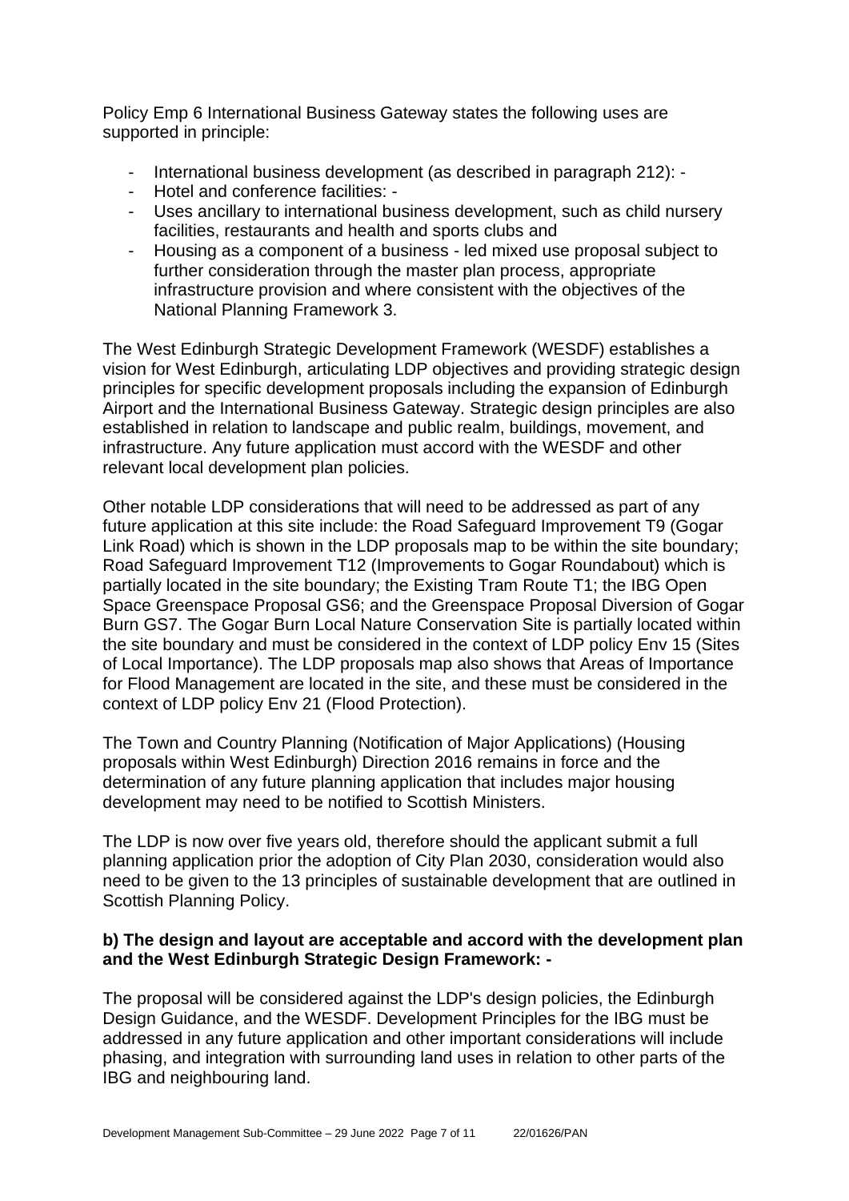Policy Emp 6 International Business Gateway states the following uses are supported in principle:

- International business development (as described in paragraph 212): -
- Hotel and conference facilities: -
- Uses ancillary to international business development, such as child nursery facilities, restaurants and health and sports clubs and
- Housing as a component of a business - led mixed use proposal subject to further consideration through the master plan process, appropriate infrastructure provision and where consistent with the objectives of the National Planning Framework 3.

The West Edinburgh Strategic Development Framework (WESDF) establishes a vision for West Edinburgh, articulating LDP objectives and providing strategic design principles for specific development proposals including the expansion of Edinburgh Airport and the International Business Gateway. Strategic design principles are also established in relation to landscape and public realm, buildings, movement, and infrastructure. Any future application must accord with the WESDF and other relevant local development plan policies.

Other notable LDP considerations that will need to be addressed as part of any future application at this site include: the Road Safeguard Improvement T9 (Gogar Link Road) which is shown in the LDP proposals map to be within the site boundary; Road Safeguard Improvement T12 (Improvements to Gogar Roundabout) which is partially located in the site boundary; the Existing Tram Route T1; the IBG Open Space Greenspace Proposal GS6; and the Greenspace Proposal Diversion of Gogar Burn GS7. The Gogar Burn Local Nature Conservation Site is partially located within the site boundary and must be considered in the context of LDP policy Env 15 (Sites of Local Importance). The LDP proposals map also shows that Areas of Importance for Flood Management are located in the site, and these must be considered in the context of LDP policy Env 21 (Flood Protection).

The Town and Country Planning (Notification of Major Applications) (Housing proposals within West Edinburgh) Direction 2016 remains in force and the determination of any future planning application that includes major housing development may need to be notified to Scottish Ministers.

The LDP is now over five years old, therefore should the applicant submit a full planning application prior the adoption of City Plan 2030, consideration would also need to be given to the 13 principles of sustainable development that are outlined in Scottish Planning Policy.

**b) The design and layout are acceptable and accord with the development plan and the West Edinburgh Strategic Design Framework: -**

The proposal will be considered against the LDP's design policies, the Edinburgh Design Guidance, and the WESDF. Development Principles for the IBG must be addressed in any future application and other important considerations will include phasing, and integration with surrounding land uses in relation to other parts of the IBG and neighbouring land.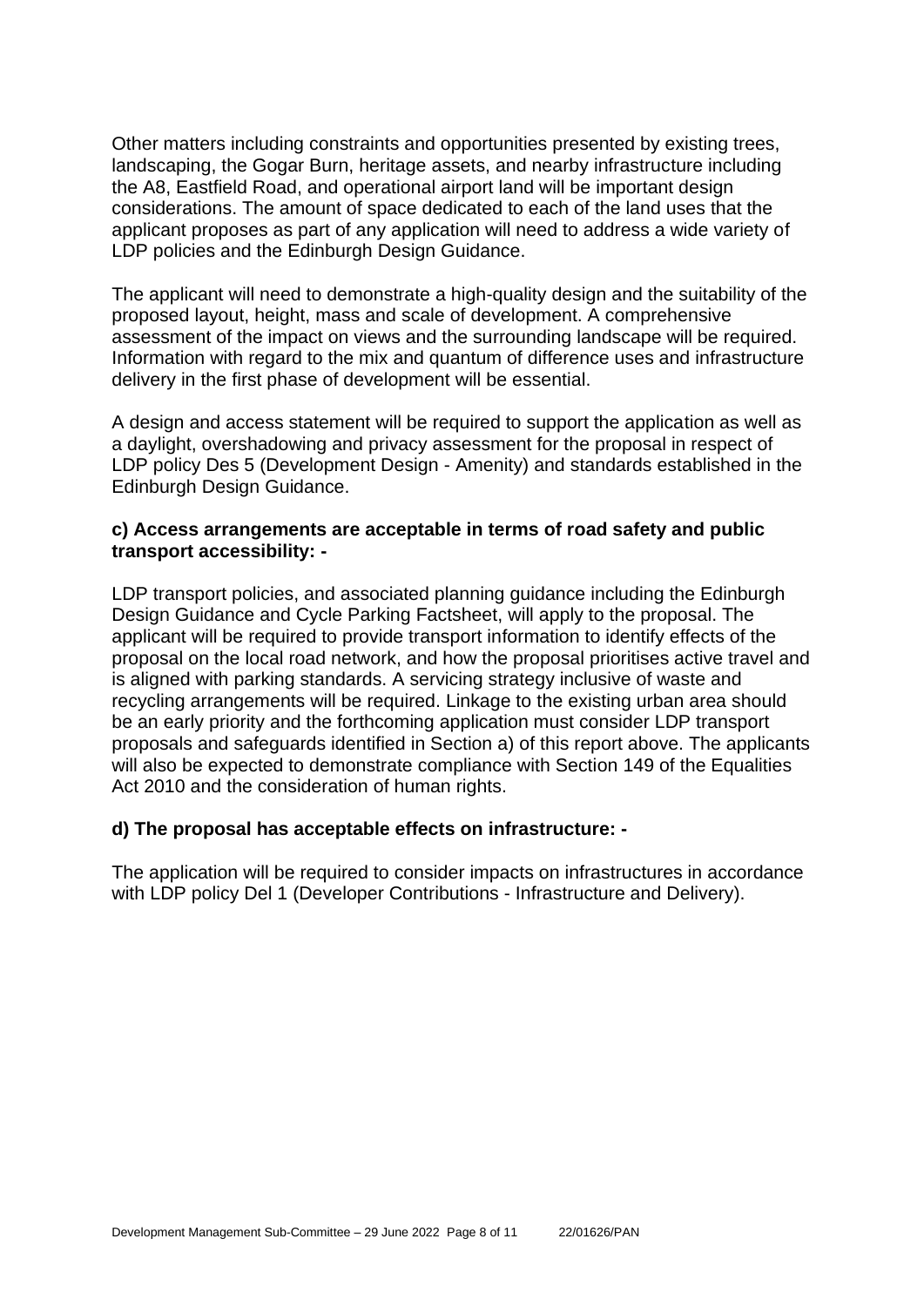Other matters including constraints and opportunities presented by existing trees, landscaping, the Gogar Burn, heritage assets, and nearby infrastructure including the A8, Eastfield Road, and operational airport land will be important design considerations. The amount of space dedicated to each of the land uses that the applicant proposes as part of any application will need to address a wide variety of LDP policies and the Edinburgh Design Guidance.

The applicant will need to demonstrate a high-quality design and the suitability of the proposed layout, height, mass and scale of development. A comprehensive assessment of the impact on views and the surrounding landscape will be required. Information with regard to the mix and quantum of difference uses and infrastructure delivery in the first phase of development will be essential.

A design and access statement will be required to support the application as well as a daylight, overshadowing and privacy assessment for the proposal in respect of LDP policy Des 5 (Development Design - Amenity) and standards established in the Edinburgh Design Guidance.

**c) Access arrangements are acceptable in terms of road safety and public transport accessibility: -**

LDP transport policies, and associated planning guidance including the Edinburgh Design Guidance and Cycle Parking Factsheet, will apply to the proposal. The applicant will be required to provide transport information to identify effects of the proposal on the local road network, and how the proposal prioritises active travel and is aligned with parking standards. A servicing strategy inclusive of waste and recycling arrangements will be required. Linkage to the existing urban area should be an early priority and the forthcoming application must consider LDP transport proposals and safeguards identified in Section a) of this report above. The applicants will also be expected to demonstrate compliance with Section 149 of the Equalities Act 2010 and the consideration of human rights.

**d) The proposal has acceptable effects on infrastructure: -**

The application will be required to consider impacts on infrastructures in accordance with LDP policy Del 1 (Developer Contributions - Infrastructure and Delivery).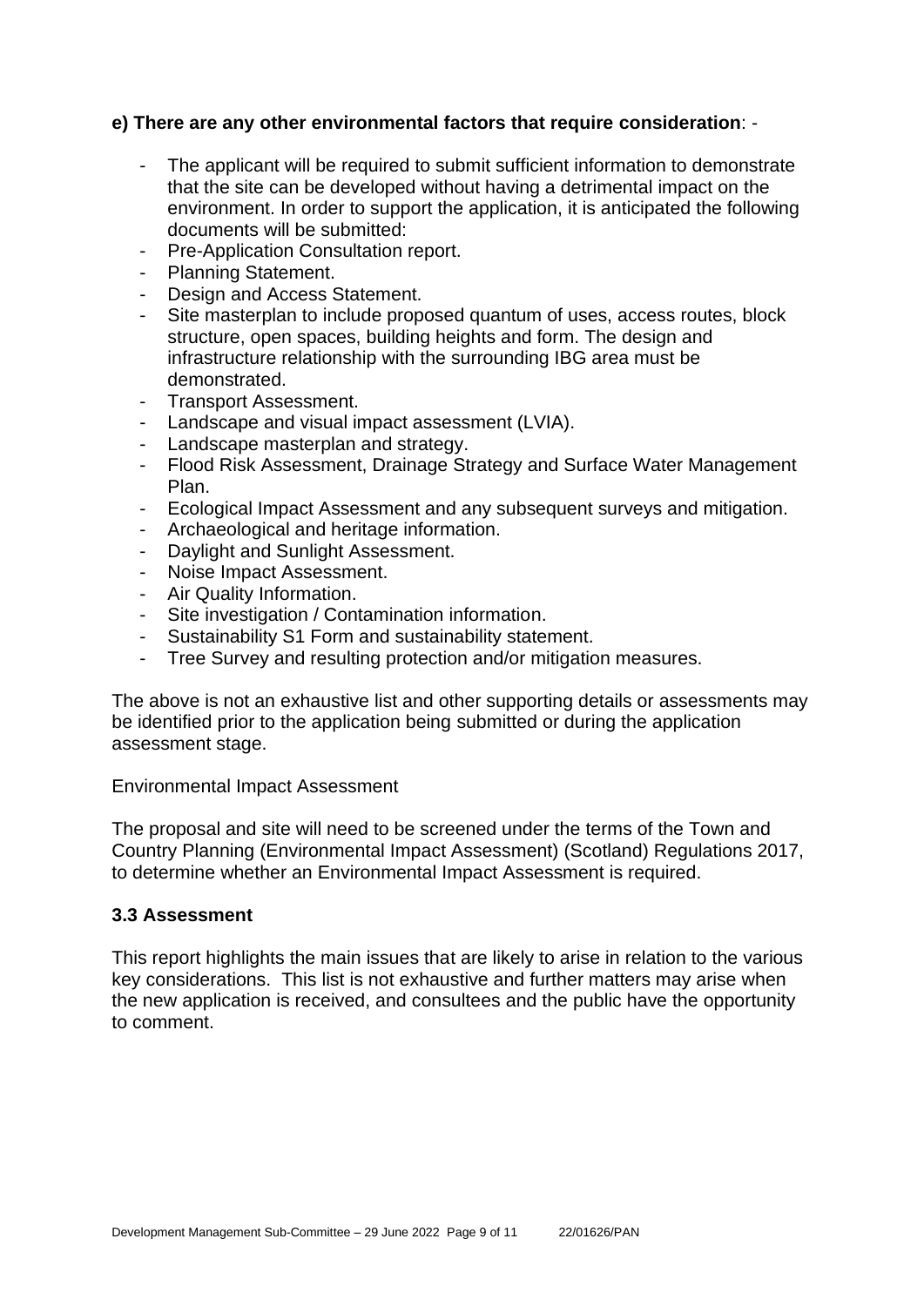**e) There are any other environmental factors that require consideration**: -

- The applicant will be required to submit sufficient information to demonstrate that the site can be developed without having a detrimental impact on the environment. In order to support the application, it is anticipated the following documents will be submitted:
- Pre-Application Consultation report.
- Planning Statement.
- Design and Access Statement.
- Site masterplan to include proposed quantum of uses, access routes, block structure, open spaces, building heights and form. The design and infrastructure relationship with the surrounding IBG area must be demonstrated.
- Transport Assessment.
- Landscape and visual impact assessment (LVIA).
- Landscape masterplan and strategy.
- Flood Risk Assessment, Drainage Strategy and Surface Water Management Plan.
- Ecological Impact Assessment and any subsequent surveys and mitigation.
- Archaeological and heritage information.
- Daylight and Sunlight Assessment.
- Noise Impact Assessment.
- Air Quality Information.
- Site investigation / Contamination information.
- Sustainability S1 Form and sustainability statement.
- Tree Survey and resulting protection and/or mitigation measures.

The above is not an exhaustive list and other supporting details or assessments may be identified prior to the application being submitted or during the application assessment stage.

Environmental Impact Assessment

The proposal and site will need to be screened under the terms of the Town and Country Planning (Environmental Impact Assessment) (Scotland) Regulations 2017, to determine whether an Environmental Impact Assessment is required.

### 3.3 Assessment

This report highlights the main issues that are likely to arise in relation to the various key considerations. This list is not exhaustive and further matters may arise when the new application is received, and consultees and the public have the opportunity to comment.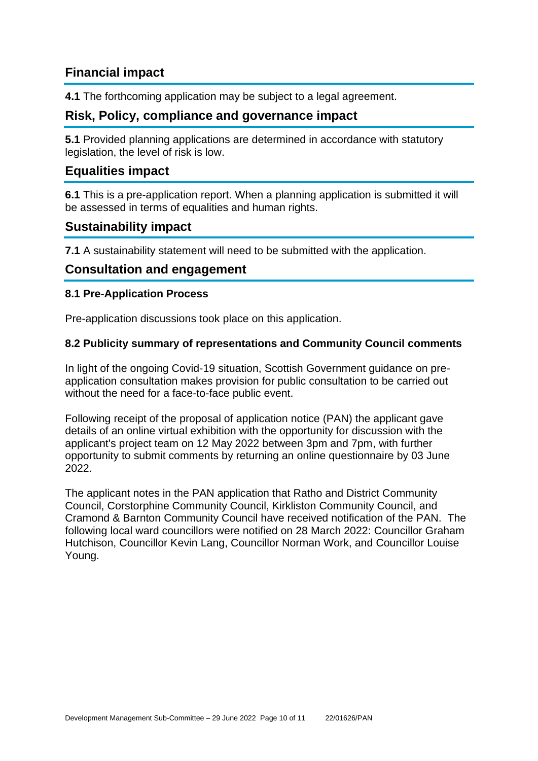## Financial impact

**4.1** The forthcoming application may be subject to a legal agreement.

## Risk, Policy, compliance and governance impact

**5.1** Provided planning applications are determined in accordance with statutory legislation, the level of risk is low.

## Equalities impact

**6.1** This is a pre-application report. When a planning application is submitted it will be assessed in terms of equalities and human rights.

## Sustainability impact

**7.1** A sustainability statement will need to be submitted with the application.

## Consultation and engagement

### 8.1 Pre-Application Process

Pre-application discussions took place on this application.

### 8.2 Publicity summary of representations and Community Council comments

In light of the ongoing Covid-19 situation, Scottish Government guidance on pre-application consultation makes provision for public consultation to be carried out without the need for a face-to-face public event.

Following receipt of the proposal of application notice (PAN) the applicant gave details of an online virtual exhibition with the opportunity for discussion with the applicant's project team on 12 May 2022 between 3pm and 7pm, with further opportunity to submit comments by returning an online questionnaire by 03 June 2022.

The applicant notes in the PAN application that Ratho and District Community Council, Corstorphine Community Council, Kirkliston Community Council, and Cramond & Barnton Community Council have received notification of the PAN. The following local ward councillors were notified on 28 March 2022: Councillor Graham Hutchison, Councillor Kevin Lang, Councillor Norman Work, and Councillor Louise Young.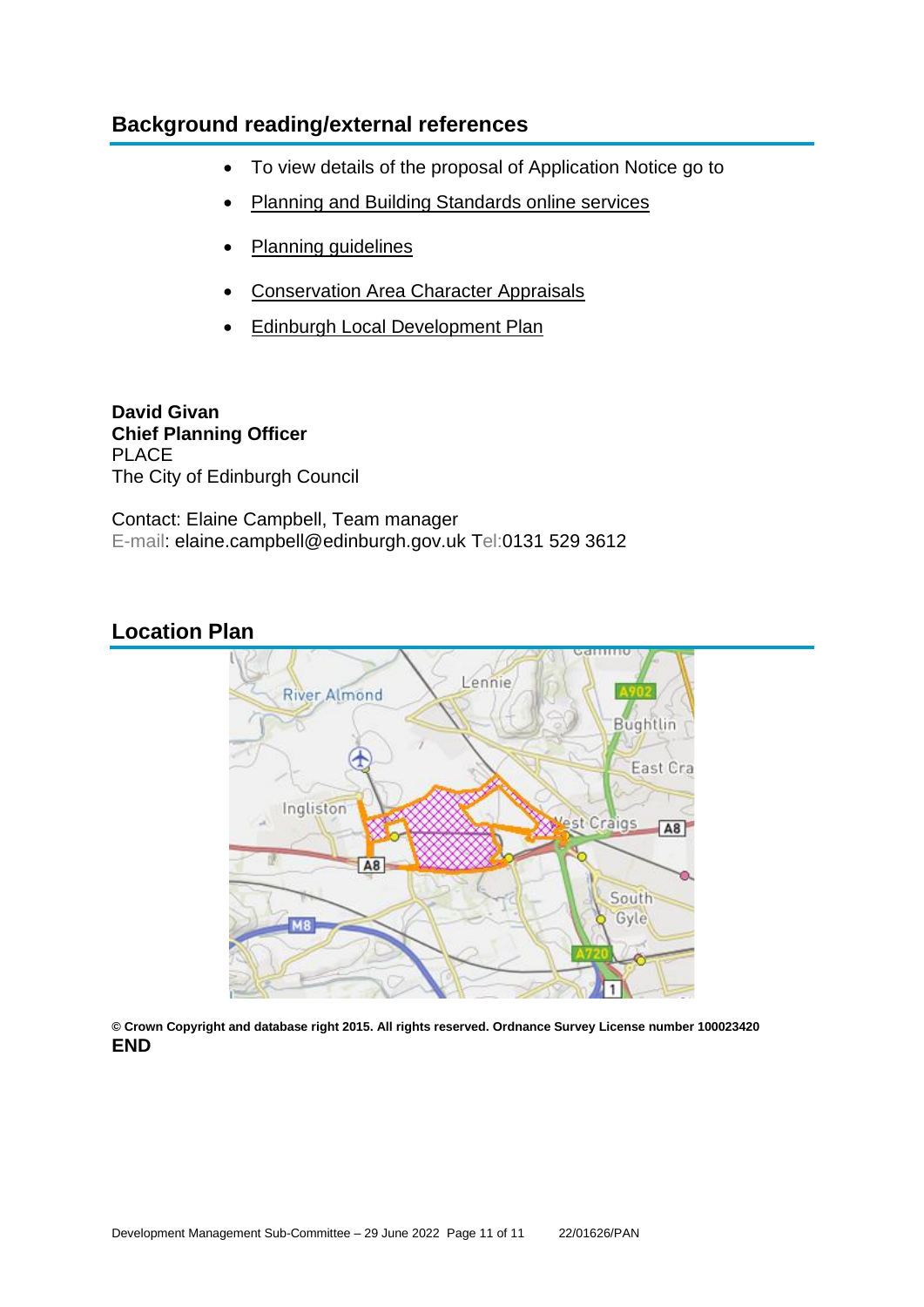## Background reading/external references

- To view details of the proposal of Application Notice go to
- Planning and Building Standards online services
- Planning guidelines
- Conservation Area Character Appraisals
- Edinburgh Local Development Plan

**David Givan**
**Chief Planning Officer**
PLACE
The City of Edinburgh Council

Contact: Elaine Campbell, Team manager
E-mail: elaine.campbell@edinburgh.gov.uk Tel:0131 529 3612

## Location Plan

**© Crown Copyright and database right 2015. All rights reserved. Ordnance Survey License number 100023420**

**END**